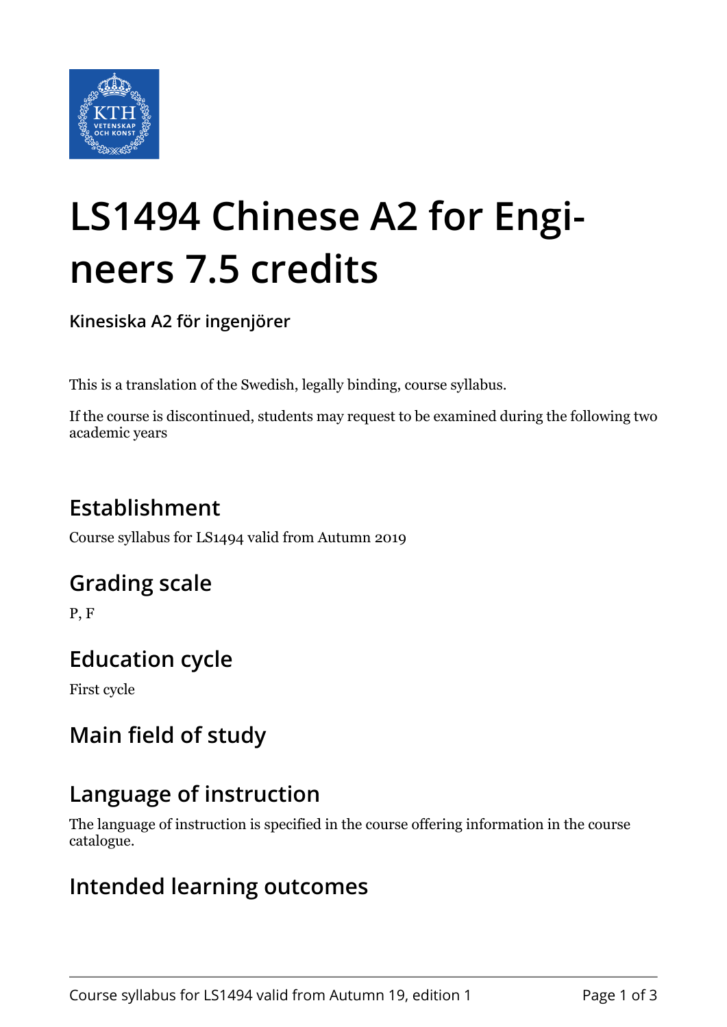# LS1494 Chinese A2 for Engineers 7.5 credits

**Kinesiska A2 för ingenjörer**

This is a translation of the Swedish, legally binding, course syllabus.

If the course is discontinued, students may request to be examined during the following two academic years

## Establishment

Course syllabus for LS1494 valid from Autumn 2019

## Grading scale

P, F

## Education cycle

First cycle

## Main field of study

## Language of instruction

The language of instruction is specified in the course offering information in the course catalogue.

## Intended learning outcomes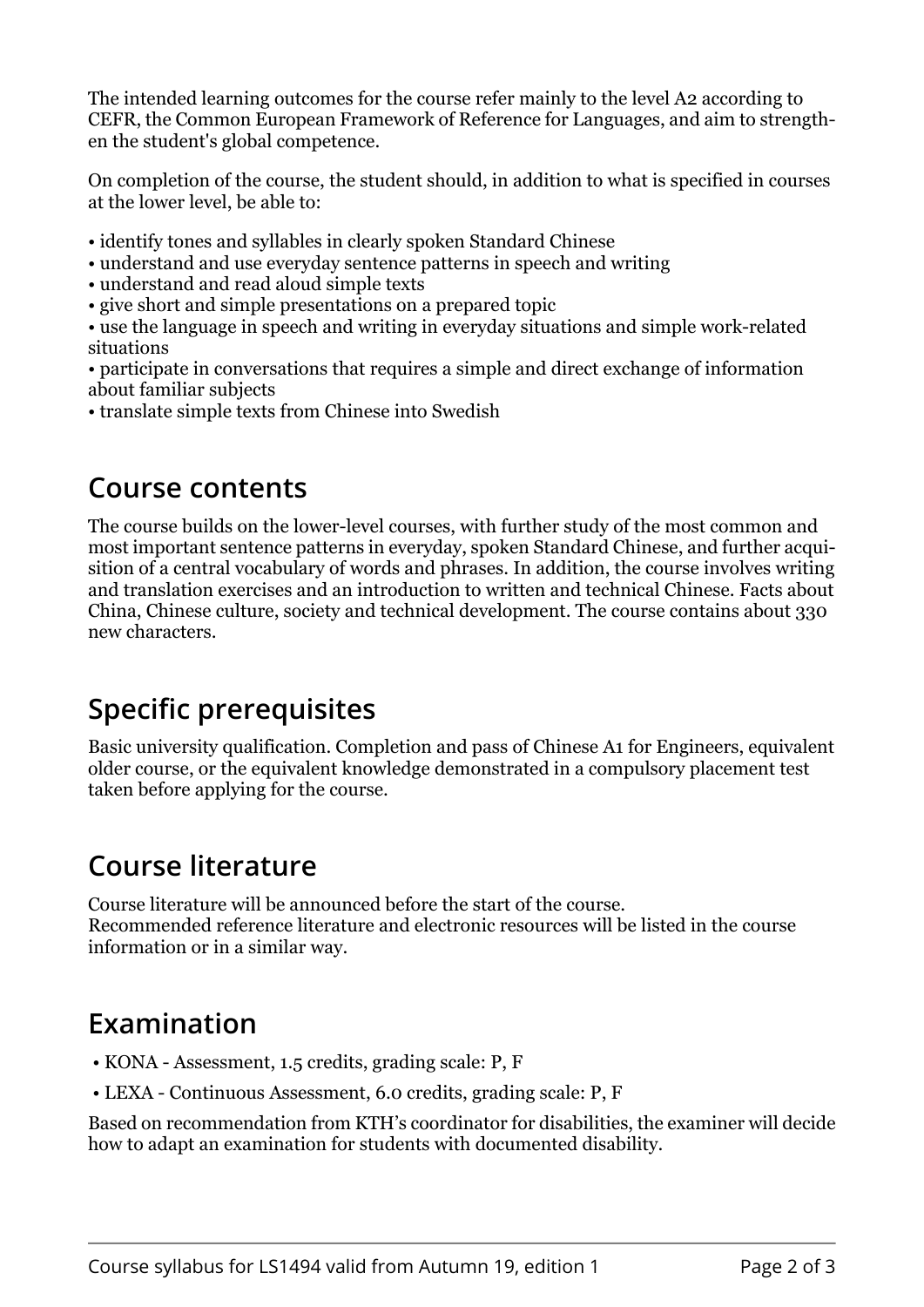The intended learning outcomes for the course refer mainly to the level A2 according to CEFR, the Common European Framework of Reference for Languages, and aim to strengthen the student's global competence.

On completion of the course, the student should, in addition to what is specified in courses at the lower level, be able to:

• identify tones and syllables in clearly spoken Standard Chinese
• understand and use everyday sentence patterns in speech and writing
• understand and read aloud simple texts
• give short and simple presentations on a prepared topic
• use the language in speech and writing in everyday situations and simple work-related situations
• participate in conversations that requires a simple and direct exchange of information about familiar subjects
• translate simple texts from Chinese into Swedish

## Course contents

The course builds on the lower-level courses, with further study of the most common and most important sentence patterns in everyday, spoken Standard Chinese, and further acquisition of a central vocabulary of words and phrases. In addition, the course involves writing and translation exercises and an introduction to written and technical Chinese. Facts about China, Chinese culture, society and technical development. The course contains about 330 new characters.

## Specific prerequisites

Basic university qualification. Completion and pass of Chinese A1 for Engineers, equivalent older course, or the equivalent knowledge demonstrated in a compulsory placement test taken before applying for the course.

## Course literature

Course literature will be announced before the start of the course.
Recommended reference literature and electronic resources will be listed in the course information or in a similar way.

## Examination

- KONA - Assessment, 1.5 credits, grading scale: P, F
- LEXA - Continuous Assessment, 6.0 credits, grading scale: P, F

Based on recommendation from KTH's coordinator for disabilities, the examiner will decide how to adapt an examination for students with documented disability.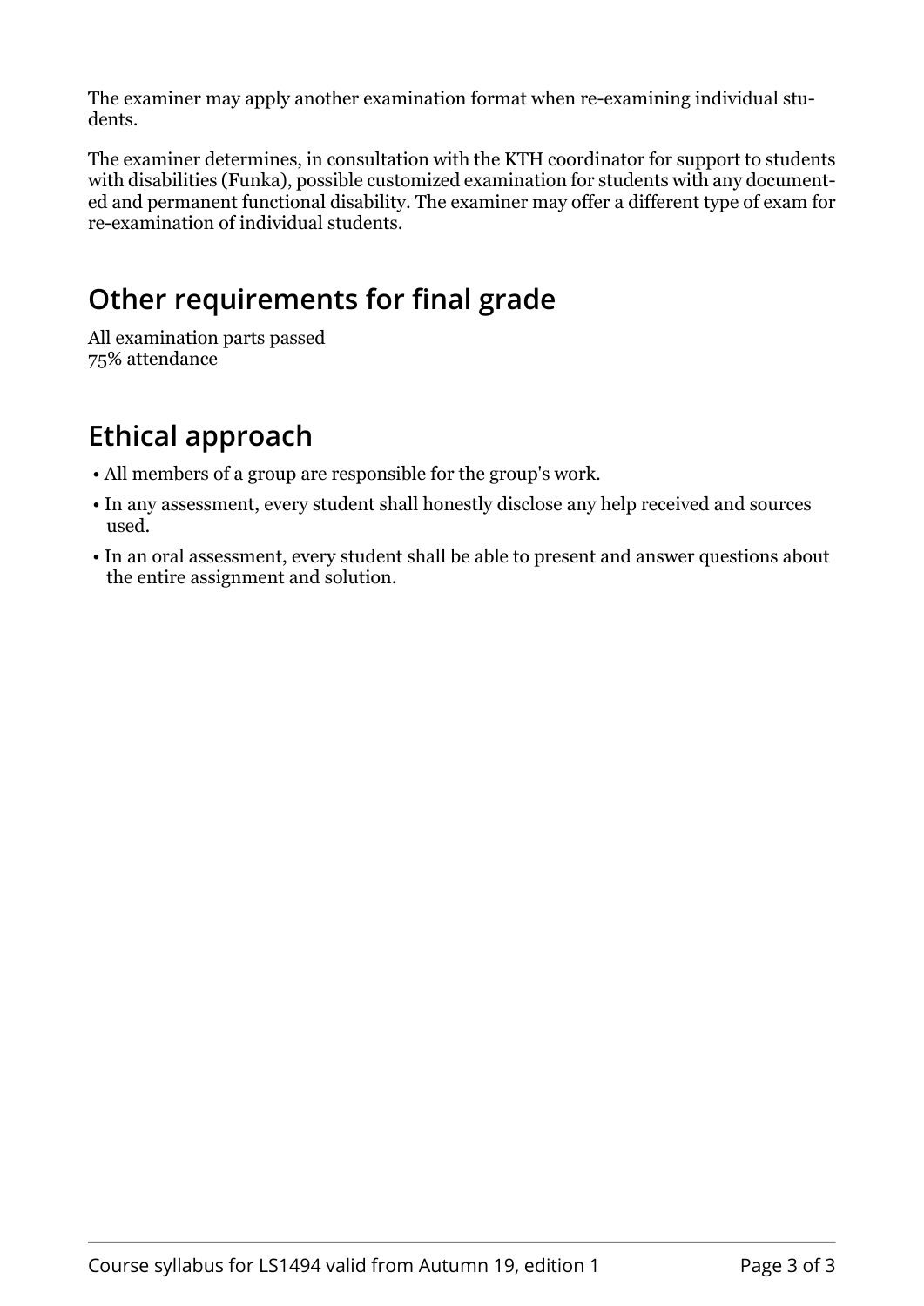The examiner may apply another examination format when re-examining individual students.

The examiner determines, in consultation with the KTH coordinator for support to students with disabilities (Funka), possible customized examination for students with any documented and permanent functional disability. The examiner may offer a different type of exam for re-examination of individual students.

## Other requirements for final grade

All examination parts passed
75% attendance

## Ethical approach

- All members of a group are responsible for the group's work.
- In any assessment, every student shall honestly disclose any help received and sources used.
- In an oral assessment, every student shall be able to present and answer questions about the entire assignment and solution.